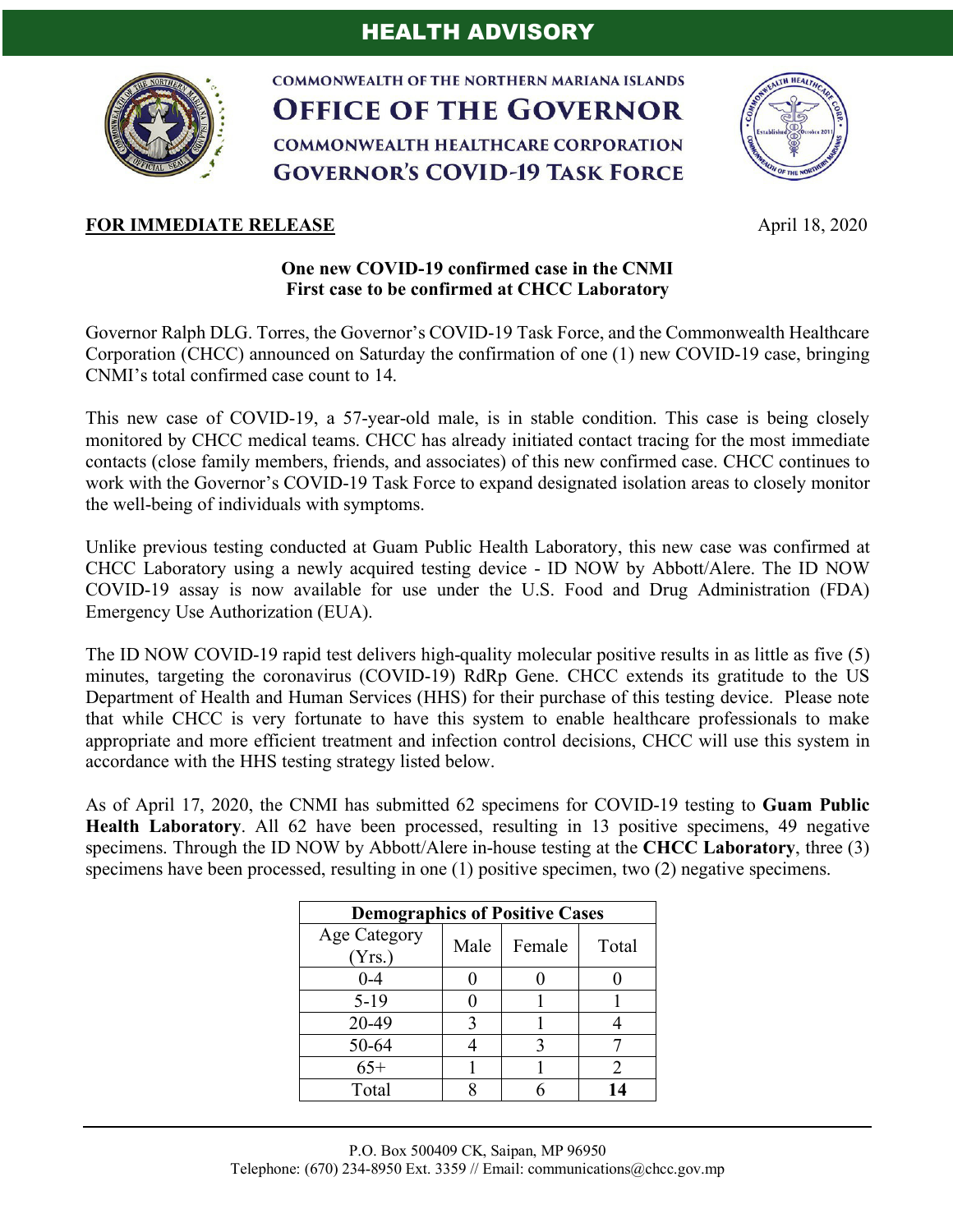# HEALTH ADVISORY

COMMONWEALTH OF THE NORTHERN MARIANA ISLANDS

**OFFICE OF THE GOVERNOR**

COMMONWEALTH HEALTHCARE CORPORATION

**GOVERNOR'S COVID-19 TASK FORCE**

**FOR IMMEDIATE RELEASE** April 18, 2020

**One new COVID-19 confirmed case in the CNMI**
**First case to be confirmed at CHCC Laboratory**

Governor Ralph DLG. Torres, the Governor's COVID-19 Task Force, and the Commonwealth Healthcare Corporation (CHCC) announced on Saturday the confirmation of one (1) new COVID-19 case, bringing CNMI's total confirmed case count to 14.

This new case of COVID-19, a 57-year-old male, is in stable condition. This case is being closely monitored by CHCC medical teams. CHCC has already initiated contact tracing for the most immediate contacts (close family members, friends, and associates) of this new confirmed case. CHCC continues to work with the Governor's COVID-19 Task Force to expand designated isolation areas to closely monitor the well-being of individuals with symptoms.

Unlike previous testing conducted at Guam Public Health Laboratory, this new case was confirmed at CHCC Laboratory using a newly acquired testing device - ID NOW by Abbott/Alere. The ID NOW COVID-19 assay is now available for use under the U.S. Food and Drug Administration (FDA) Emergency Use Authorization (EUA).

The ID NOW COVID-19 rapid test delivers high-quality molecular positive results in as little as five (5) minutes, targeting the coronavirus (COVID-19) RdRp Gene. CHCC extends its gratitude to the US Department of Health and Human Services (HHS) for their purchase of this testing device. Please note that while CHCC is very fortunate to have this system to enable healthcare professionals to make appropriate and more efficient treatment and infection control decisions, CHCC will use this system in accordance with the HHS testing strategy listed below.

As of April 17, 2020, the CNMI has submitted 62 specimens for COVID-19 testing to **Guam Public Health Laboratory**. All 62 have been processed, resulting in 13 positive specimens, 49 negative specimens. Through the ID NOW by Abbott/Alere in-house testing at the **CHCC Laboratory**, three (3) specimens have been processed, resulting in one (1) positive specimen, two (2) negative specimens.

| Demographics of Positive Cases | | | |
|---|---|---|---|
| Age Category (Yrs.) | Male | Female | Total |
| 0-4 | 0 | 0 | 0 |
| 5-19 | 0 | 1 | 1 |
| 20-49 | 3 | 1 | 4 |
| 50-64 | 4 | 3 | 7 |
| 65+ | 1 | 1 | 2 |
| Total | 8 | 6 | **14** |

P.O. Box 500409 CK, Saipan, MP 96950
Telephone: (670) 234-8950 Ext. 3359 // Email: communications@chcc.gov.mp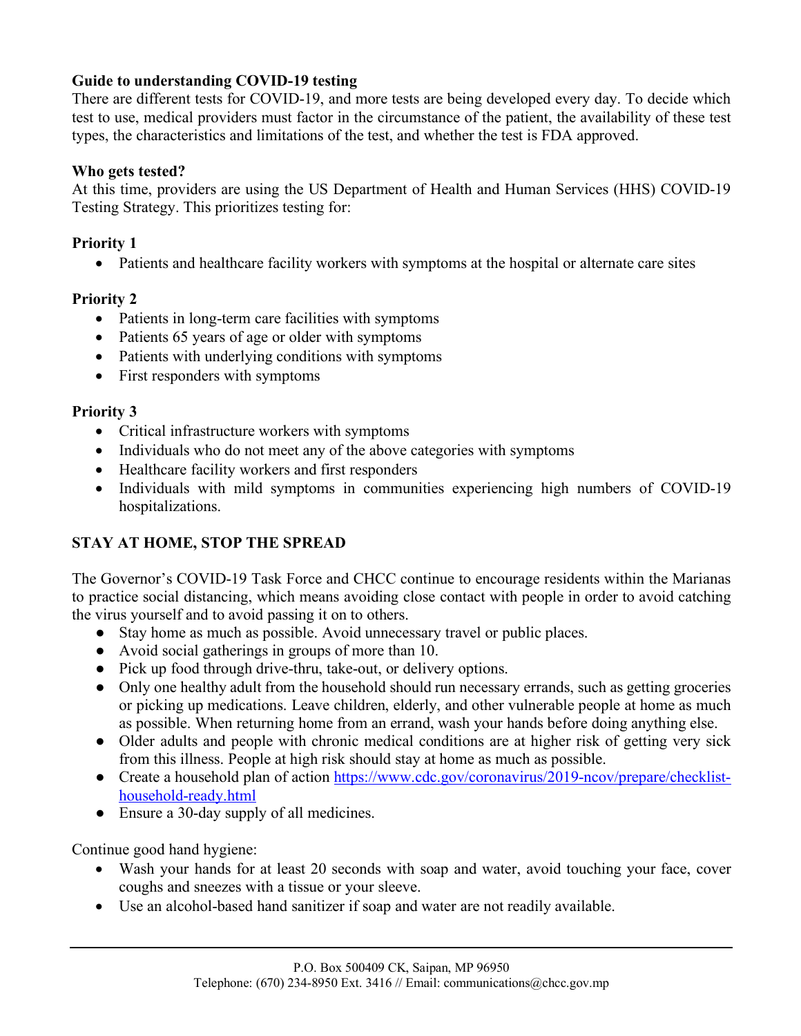**Guide to understanding COVID-19 testing**

There are different tests for COVID-19, and more tests are being developed every day. To decide which test to use, medical providers must factor in the circumstance of the patient, the availability of these test types, the characteristics and limitations of the test, and whether the test is FDA approved.

**Who gets tested?**

At this time, providers are using the US Department of Health and Human Services (HHS) COVID-19 Testing Strategy. This prioritizes testing for:

**Priority 1**

- Patients and healthcare facility workers with symptoms at the hospital or alternate care sites

**Priority 2**

- Patients in long-term care facilities with symptoms
- Patients 65 years of age or older with symptoms
- Patients with underlying conditions with symptoms
- First responders with symptoms

**Priority 3**

- Critical infrastructure workers with symptoms
- Individuals who do not meet any of the above categories with symptoms
- Healthcare facility workers and first responders
- Individuals with mild symptoms in communities experiencing high numbers of COVID-19 hospitalizations.

**STAY AT HOME, STOP THE SPREAD**

The Governor's COVID-19 Task Force and CHCC continue to encourage residents within the Marianas to practice social distancing, which means avoiding close contact with people in order to avoid catching the virus yourself and to avoid passing it on to others.

- Stay home as much as possible. Avoid unnecessary travel or public places.
- Avoid social gatherings in groups of more than 10.
- Pick up food through drive-thru, take-out, or delivery options.
- Only one healthy adult from the household should run necessary errands, such as getting groceries or picking up medications. Leave children, elderly, and other vulnerable people at home as much as possible. When returning home from an errand, wash your hands before doing anything else.
- Older adults and people with chronic medical conditions are at higher risk of getting very sick from this illness. People at high risk should stay at home as much as possible.
- Create a household plan of action https://www.cdc.gov/coronavirus/2019-ncov/prepare/checklist-household-ready.html
- Ensure a 30-day supply of all medicines.

Continue good hand hygiene:

- Wash your hands for at least 20 seconds with soap and water, avoid touching your face, cover coughs and sneezes with a tissue or your sleeve.
- Use an alcohol-based hand sanitizer if soap and water are not readily available.

P.O. Box 500409 CK, Saipan, MP 96950
Telephone: (670) 234-8950 Ext. 3416 // Email: communications@chcc.gov.mp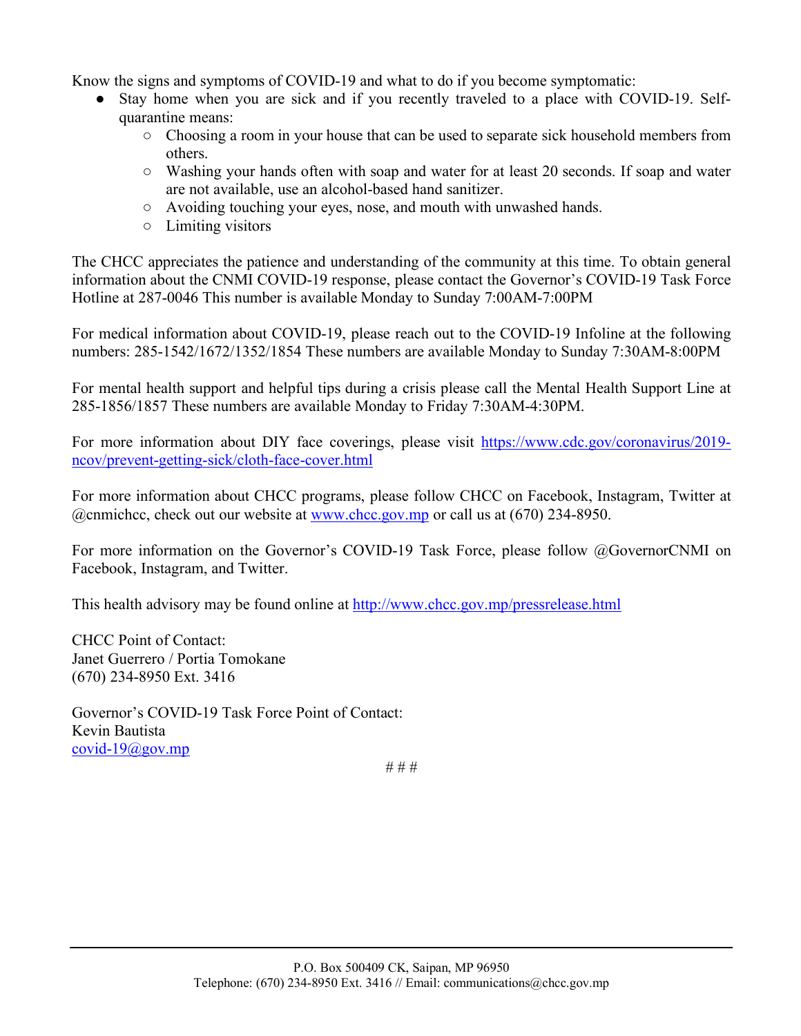Know the signs and symptoms of COVID-19 and what to do if you become symptomatic:

- Stay home when you are sick and if you recently traveled to a place with COVID-19. Self-quarantine means:
    - Choosing a room in your house that can be used to separate sick household members from others.
    - Washing your hands often with soap and water for at least 20 seconds. If soap and water are not available, use an alcohol-based hand sanitizer.
    - Avoiding touching your eyes, nose, and mouth with unwashed hands.
    - Limiting visitors

The CHCC appreciates the patience and understanding of the community at this time. To obtain general information about the CNMI COVID-19 response, please contact the Governor's COVID-19 Task Force Hotline at 287-0046 This number is available Monday to Sunday 7:00AM-7:00PM

For medical information about COVID-19, please reach out to the COVID-19 Infoline at the following numbers: 285-1542/1672/1352/1854 These numbers are available Monday to Sunday 7:30AM-8:00PM

For mental health support and helpful tips during a crisis please call the Mental Health Support Line at 285-1856/1857 These numbers are available Monday to Friday 7:30AM-4:30PM.

For more information about DIY face coverings, please visit https://www.cdc.gov/coronavirus/2019-ncov/prevent-getting-sick/cloth-face-cover.html

For more information about CHCC programs, please follow CHCC on Facebook, Instagram, Twitter at @cnmichcc, check out our website at www.chcc.gov.mp or call us at (670) 234-8950.

For more information on the Governor's COVID-19 Task Force, please follow @GovernorCNMI on Facebook, Instagram, and Twitter.

This health advisory may be found online at http://www.chcc.gov.mp/pressrelease.html

CHCC Point of Contact:
Janet Guerrero / Portia Tomokane
(670) 234-8950 Ext. 3416

Governor's COVID-19 Task Force Point of Contact:
Kevin Bautista
covid-19@gov.mp

# # #

P.O. Box 500409 CK, Saipan, MP 96950
Telephone: (670) 234-8950 Ext. 3416 // Email: communications@chcc.gov.mp